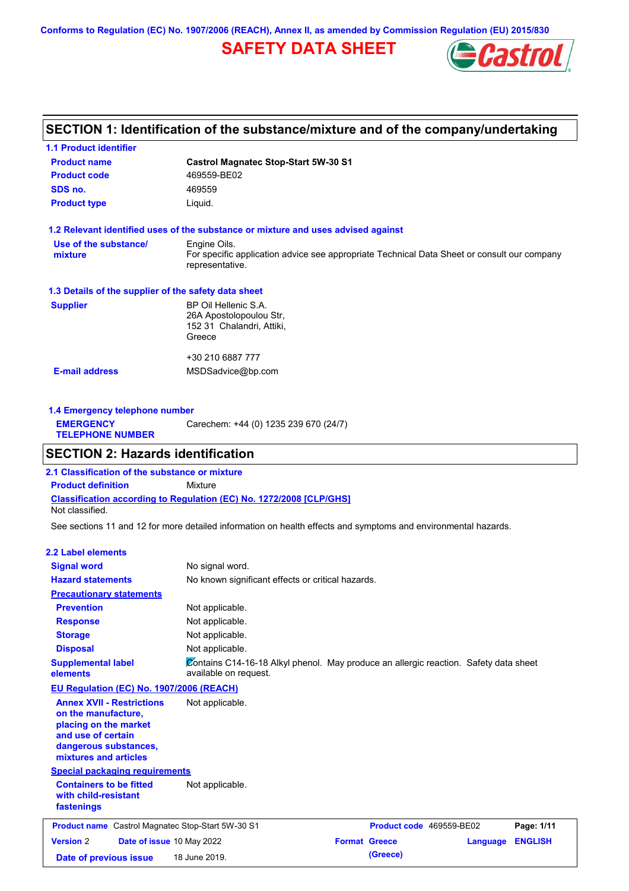Conforms to Regulation (EC) No. 1907/2006 (REACH), Annex II, as amended by Commission Regulation (EU) 2015/830

# SAFETY DATA SHEET

## SECTION 1: Identification of the substance/mixture and of the company/undertaking

### 1.1 Product identifier

| | |
|---|---|
| **Product name** | **Castrol Magnatec Stop-Start 5W-30 S1** |
| **Product code** | 469559-BE02 |
| **SDS no.** | 469559 |
| **Product type** | Liquid. |

### 1.2 Relevant identified uses of the substance or mixture and uses advised against

**Use of the substance/ mixture**: Engine Oils.
For specific application advice see appropriate Technical Data Sheet or consult our company representative.

### 1.3 Details of the supplier of the safety data sheet

**Supplier**: BP Oil Hellenic S.A.
26A Apostolopoulou Str,
152 31 Chalandri, Attiki,
Greece

+30 210 6887 777

**E-mail address**: MSDSadvice@bp.com

### 1.4 Emergency telephone number

**EMERGENCY TELEPHONE NUMBER**: Carechem: +44 (0) 1235 239 670 (24/7)

## SECTION 2: Hazards identification

### 2.1 Classification of the substance or mixture

**Product definition**: Mixture

**Classification according to Regulation (EC) No. 1272/2008 [CLP/GHS]**
Not classified.

See sections 11 and 12 for more detailed information on health effects and symptoms and environmental hazards.

### 2.2 Label elements

| | |
|---|---|
| **Signal word** | No signal word. |
| **Hazard statements** | No known significant effects or critical hazards. |

**Precautionary statements**

| | |
|---|---|
| **Prevention** | Not applicable. |
| **Response** | Not applicable. |
| **Storage** | Not applicable. |
| **Disposal** | Not applicable. |
| **Supplemental label elements** | Contains C14-16-18 Alkyl phenol. May produce an allergic reaction. Safety data sheet available on request. |

**EU Regulation (EC) No. 1907/2006 (REACH)**

**Annex XVII - Restrictions on the manufacture, placing on the market and use of certain dangerous substances, mixtures and articles**: Not applicable.

**Special packaging requirements**

**Containers to be fitted with child-resistant fastenings**: Not applicable.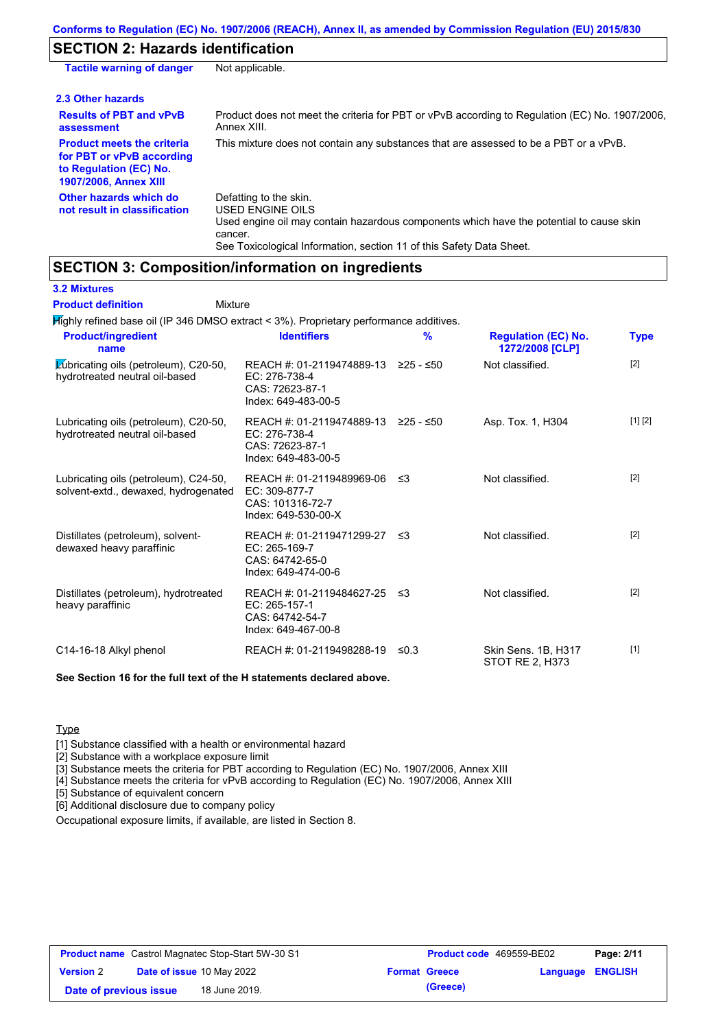## SECTION 2: Hazards identification

| | |
|---|---|
| **Tactile warning of danger** | Not applicable. |

### 2.3 Other hazards

| | |
|---|---|
| **Results of PBT and vPvB assessment** | Product does not meet the criteria for PBT or vPvB according to Regulation (EC) No. 1907/2006, Annex XIII. |
| **Product meets the criteria for PBT or vPvB according to Regulation (EC) No. 1907/2006, Annex XIII** | This mixture does not contain any substances that are assessed to be a PBT or a vPvB. |
| **Other hazards which do not result in classification** | Defatting to the skin.<br>USED ENGINE OILS<br>Used engine oil may contain hazardous components which have the potential to cause skin cancer.<br>See Toxicological Information, section 11 of this Safety Data Sheet. |

## SECTION 3: Composition/information on ingredients

### 3.2 Mixtures

**Product definition** Mixture

Highly refined base oil (IP 346 DMSO extract < 3%). Proprietary performance additives.

| Product/ingredient name | Identifiers | % | Regulation (EC) No. 1272/2008 [CLP] | Type |
|---|---|---|---|---|
| Lubricating oils (petroleum), C20-50, hydrotreated neutral oil-based | REACH #: 01-2119474889-13<br>EC: 276-738-4<br>CAS: 72623-87-1<br>Index: 649-483-00-5 | ≥25 - ≤50 | Not classified. | [2] |
| Lubricating oils (petroleum), C20-50, hydrotreated neutral oil-based | REACH #: 01-2119474889-13<br>EC: 276-738-4<br>CAS: 72623-87-1<br>Index: 649-483-00-5 | ≥25 - ≤50 | Asp. Tox. 1, H304 | [1] [2] |
| Lubricating oils (petroleum), C24-50, solvent-extd., dewaxed, hydrogenated | REACH #: 01-2119489969-06<br>EC: 309-877-7<br>CAS: 101316-72-7<br>Index: 649-530-00-X | ≤3 | Not classified. | [2] |
| Distillates (petroleum), solvent-dewaxed heavy paraffinic | REACH #: 01-2119471299-27<br>EC: 265-169-7<br>CAS: 64742-65-0<br>Index: 649-474-00-6 | ≤3 | Not classified. | [2] |
| Distillates (petroleum), hydrotreated heavy paraffinic | REACH #: 01-2119484627-25<br>EC: 265-157-1<br>CAS: 64742-54-7<br>Index: 649-467-00-8 | ≤3 | Not classified. | [2] |
| C14-16-18 Alkyl phenol | REACH #: 01-2119498288-19 | ≤0.3 | Skin Sens. 1B, H317<br>STOT RE 2, H373 | [1] |

**See Section 16 for the full text of the H statements declared above.**

Type

[1] Substance classified with a health or environmental hazard
[2] Substance with a workplace exposure limit
[3] Substance meets the criteria for PBT according to Regulation (EC) No. 1907/2006, Annex XIII
[4] Substance meets the criteria for vPvB according to Regulation (EC) No. 1907/2006, Annex XIII
[5] Substance of equivalent concern
[6] Additional disclosure due to company policy

Occupational exposure limits, if available, are listed in Section 8.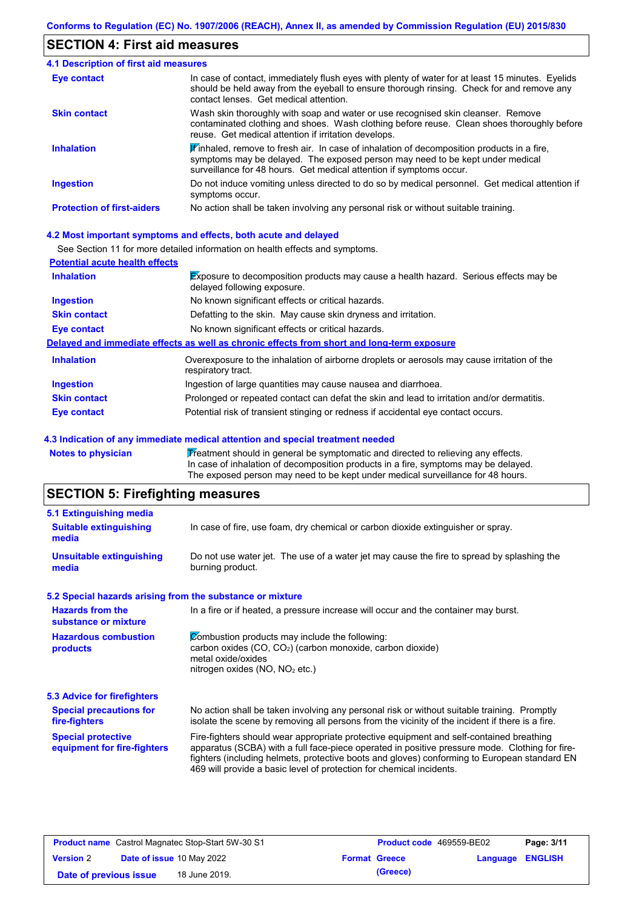## SECTION 4: First aid measures

### 4.1 Description of first aid measures

| | |
|---|---|
| **Eye contact** | In case of contact, immediately flush eyes with plenty of water for at least 15 minutes. Eyelids should be held away from the eyeball to ensure thorough rinsing. Check for and remove any contact lenses. Get medical attention. |
| **Skin contact** | Wash skin thoroughly with soap and water or use recognised skin cleanser. Remove contaminated clothing and shoes. Wash clothing before reuse. Clean shoes thoroughly before reuse. Get medical attention if irritation develops. |
| **Inhalation** | If inhaled, remove to fresh air. In case of inhalation of decomposition products in a fire, symptoms may be delayed. The exposed person may need to be kept under medical surveillance for 48 hours. Get medical attention if symptoms occur. |
| **Ingestion** | Do not induce vomiting unless directed to do so by medical personnel. Get medical attention if symptoms occur. |
| **Protection of first-aiders** | No action shall be taken involving any personal risk or without suitable training. |

### 4.2 Most important symptoms and effects, both acute and delayed

See Section 11 for more detailed information on health effects and symptoms.

**Potential acute health effects**

| | |
|---|---|
| **Inhalation** | Exposure to decomposition products may cause a health hazard. Serious effects may be delayed following exposure. |
| **Ingestion** | No known significant effects or critical hazards. |
| **Skin contact** | Defatting to the skin. May cause skin dryness and irritation. |
| **Eye contact** | No known significant effects or critical hazards. |

**Delayed and immediate effects as well as chronic effects from short and long-term exposure**

| | |
|---|---|
| **Inhalation** | Overexposure to the inhalation of airborne droplets or aerosols may cause irritation of the respiratory tract. |
| **Ingestion** | Ingestion of large quantities may cause nausea and diarrhoea. |
| **Skin contact** | Prolonged or repeated contact can defat the skin and lead to irritation and/or dermatitis. |
| **Eye contact** | Potential risk of transient stinging or redness if accidental eye contact occurs. |

### 4.3 Indication of any immediate medical attention and special treatment needed

| | |
|---|---|
| **Notes to physician** | Treatment should in general be symptomatic and directed to relieving any effects. In case of inhalation of decomposition products in a fire, symptoms may be delayed. The exposed person may need to be kept under medical surveillance for 48 hours. |

## SECTION 5: Firefighting measures

### 5.1 Extinguishing media

| | |
|---|---|
| **Suitable extinguishing media** | In case of fire, use foam, dry chemical or carbon dioxide extinguisher or spray. |
| **Unsuitable extinguishing media** | Do not use water jet. The use of a water jet may cause the fire to spread by splashing the burning product. |

### 5.2 Special hazards arising from the substance or mixture

| | |
|---|---|
| **Hazards from the substance or mixture** | In a fire or if heated, a pressure increase will occur and the container may burst. |
| **Hazardous combustion products** | Combustion products may include the following:<br>carbon oxides ($CO$, $CO_2$) (carbon monoxide, carbon dioxide)<br>metal oxide/oxides<br>nitrogen oxides ($NO$, $NO_2$ etc.) |

### 5.3 Advice for firefighters

| | |
|---|---|
| **Special precautions for fire-fighters** | No action shall be taken involving any personal risk or without suitable training. Promptly isolate the scene by removing all persons from the vicinity of the incident if there is a fire. |
| **Special protective equipment for fire-fighters** | Fire-fighters should wear appropriate protective equipment and self-contained breathing apparatus (SCBA) with a full face-piece operated in positive pressure mode. Clothing for fire-fighters (including helmets, protective boots and gloves) conforming to European standard EN 469 will provide a basic level of protection for chemical incidents. |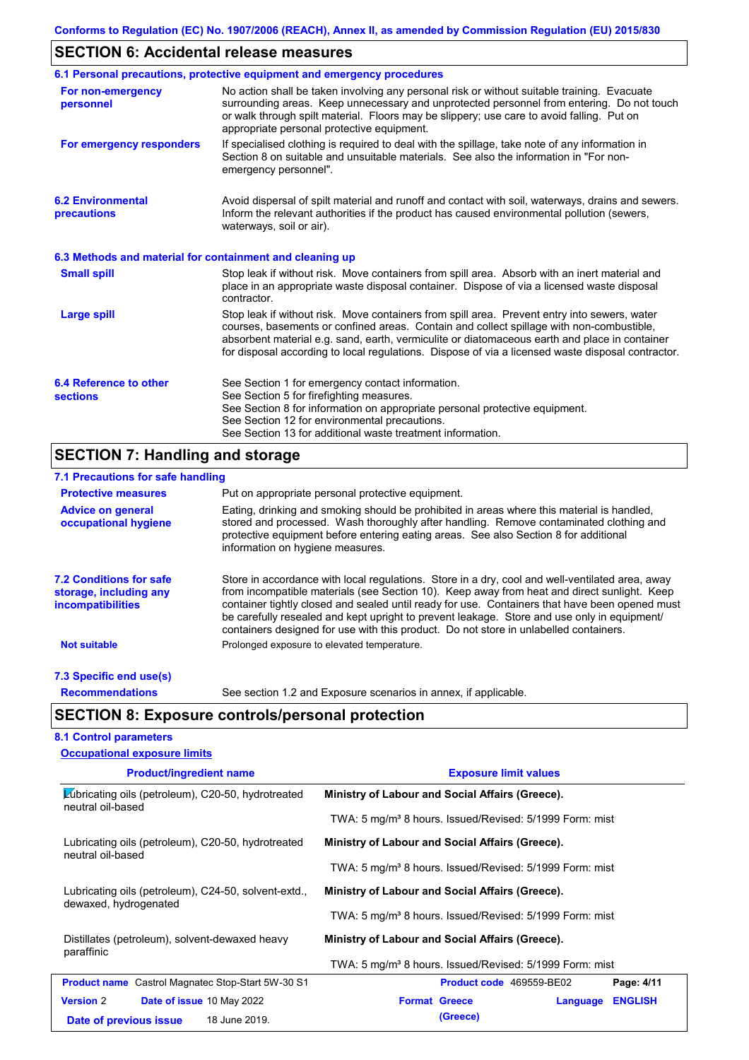Conforms to Regulation (EC) No. 1907/2006 (REACH), Annex II, as amended by Commission Regulation (EU) 2015/830

## SECTION 6: Accidental release measures

### 6.1 Personal precautions, protective equipment and emergency procedures

**For non-emergency personnel**

No action shall be taken involving any personal risk or without suitable training. Evacuate surrounding areas. Keep unnecessary and unprotected personnel from entering. Do not touch or walk through spilt material. Floors may be slippery; use care to avoid falling. Put on appropriate personal protective equipment.

**For emergency responders**

If specialised clothing is required to deal with the spillage, take note of any information in Section 8 on suitable and unsuitable materials. See also the information in "For non-emergency personnel".

### 6.2 Environmental precautions

Avoid dispersal of spilt material and runoff and contact with soil, waterways, drains and sewers. Inform the relevant authorities if the product has caused environmental pollution (sewers, waterways, soil or air).

### 6.3 Methods and material for containment and cleaning up

**Small spill**

Stop leak if without risk. Move containers from spill area. Absorb with an inert material and place in an appropriate waste disposal container. Dispose of via a licensed waste disposal contractor.

**Large spill**

Stop leak if without risk. Move containers from spill area. Prevent entry into sewers, water courses, basements or confined areas. Contain and collect spillage with non-combustible, absorbent material e.g. sand, earth, vermiculite or diatomaceous earth and place in container for disposal according to local regulations. Dispose of via a licensed waste disposal contractor.

### 6.4 Reference to other sections

See Section 1 for emergency contact information.
See Section 5 for firefighting measures.
See Section 8 for information on appropriate personal protective equipment.
See Section 12 for environmental precautions.
See Section 13 for additional waste treatment information.

## SECTION 7: Handling and storage

### 7.1 Precautions for safe handling

**Protective measures**

Put on appropriate personal protective equipment.

**Advice on general occupational hygiene**

Eating, drinking and smoking should be prohibited in areas where this material is handled, stored and processed. Wash thoroughly after handling. Remove contaminated clothing and protective equipment before entering eating areas. See also Section 8 for additional information on hygiene measures.

### 7.2 Conditions for safe storage, including any incompatibilities

Store in accordance with local regulations. Store in a dry, cool and well-ventilated area, away from incompatible materials (see Section 10). Keep away from heat and direct sunlight. Keep container tightly closed and sealed until ready for use. Containers that have been opened must be carefully resealed and kept upright to prevent leakage. Store and use only in equipment/ containers designed for use with this product. Do not store in unlabelled containers.

**Not suitable**

Prolonged exposure to elevated temperature.

### 7.3 Specific end use(s)

**Recommendations**

See section 1.2 and Exposure scenarios in annex, if applicable.

## SECTION 8: Exposure controls/personal protection

### 8.1 Control parameters

**Occupational exposure limits**

| Product/ingredient name | Exposure limit values |
|---|---|
| Lubricating oils (petroleum), C20-50, hydrotreated neutral oil-based | **Ministry of Labour and Social Affairs (Greece).** TWA: 5 mg/m³ 8 hours. Issued/Revised: 5/1999 Form: mist |
| Lubricating oils (petroleum), C20-50, hydrotreated neutral oil-based | **Ministry of Labour and Social Affairs (Greece).** TWA: 5 mg/m³ 8 hours. Issued/Revised: 5/1999 Form: mist |
| Lubricating oils (petroleum), C24-50, solvent-extd., dewaxed, hydrogenated | **Ministry of Labour and Social Affairs (Greece).** TWA: 5 mg/m³ 8 hours. Issued/Revised: 5/1999 Form: mist |
| Distillates (petroleum), solvent-dewaxed heavy paraffinic | **Ministry of Labour and Social Affairs (Greece).** TWA: 5 mg/m³ 8 hours. Issued/Revised: 5/1999 Form: mist |

| **Product name** Castrol Magnatec Stop-Start 5W-30 S1 | **Product code** 469559-BE02 | |
|---|---|---|
| **Version** 2 **Date of issue** 10 May 2022 | **Format** Greece (Greece) | **Language** ENGLISH |
| **Date of previous issue** 18 June 2019. | | |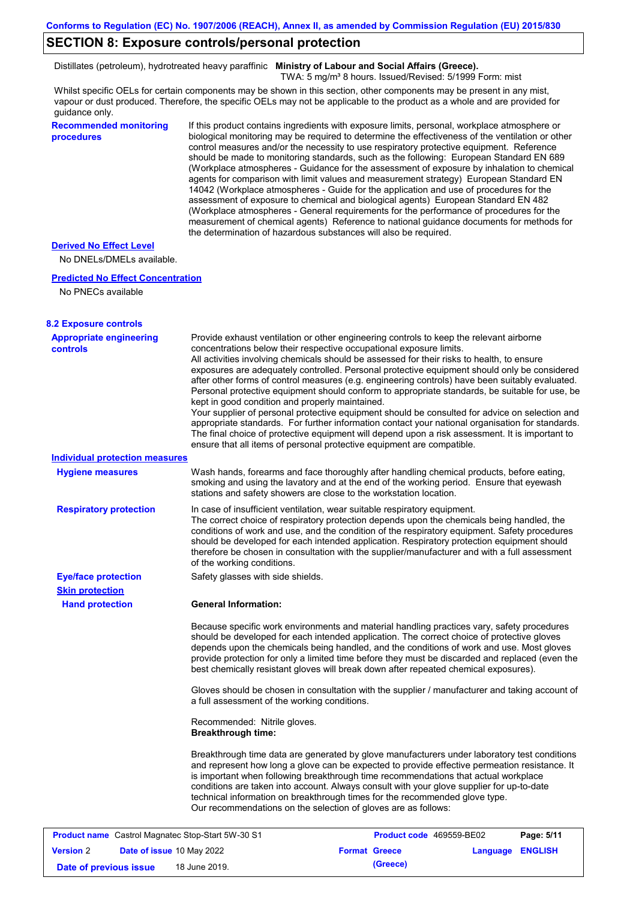## SECTION 8: Exposure controls/personal protection

Distillates (petroleum), hydrotreated heavy paraffinic **Ministry of Labour and Social Affairs (Greece).**
TWA: 5 mg/m³ 8 hours. Issued/Revised: 5/1999 Form: mist

Whilst specific OELs for certain components may be shown in this section, other components may be present in any mist, vapour or dust produced. Therefore, the specific OELs may not be applicable to the product as a whole and are provided for guidance only.

**Recommended monitoring procedures**

If this product contains ingredients with exposure limits, personal, workplace atmosphere or biological monitoring may be required to determine the effectiveness of the ventilation or other control measures and/or the necessity to use respiratory protective equipment. Reference should be made to monitoring standards, such as the following: European Standard EN 689 (Workplace atmospheres - Guidance for the assessment of exposure by inhalation to chemical agents for comparison with limit values and measurement strategy) European Standard EN 14042 (Workplace atmospheres - Guide for the application and use of procedures for the assessment of exposure to chemical and biological agents) European Standard EN 482 (Workplace atmospheres - General requirements for the performance of procedures for the measurement of chemical agents) Reference to national guidance documents for methods for the determination of hazardous substances will also be required.

**Derived No Effect Level**

No DNELs/DMELs available.

**Predicted No Effect Concentration**

No PNECs available

### 8.2 Exposure controls

**Appropriate engineering controls**

Provide exhaust ventilation or other engineering controls to keep the relevant airborne concentrations below their respective occupational exposure limits.
All activities involving chemicals should be assessed for their risks to health, to ensure exposures are adequately controlled. Personal protective equipment should only be considered after other forms of control measures (e.g. engineering controls) have been suitably evaluated. Personal protective equipment should conform to appropriate standards, be suitable for use, be kept in good condition and properly maintained.
Your supplier of personal protective equipment should be consulted for advice on selection and appropriate standards. For further information contact your national organisation for standards.
The final choice of protective equipment will depend upon a risk assessment. It is important to ensure that all items of personal protective equipment are compatible.

**Individual protection measures**

**Hygiene measures**

Wash hands, forearms and face thoroughly after handling chemical products, before eating, smoking and using the lavatory and at the end of the working period. Ensure that eyewash stations and safety showers are close to the workstation location.

**Respiratory protection**

In case of insufficient ventilation, wear suitable respiratory equipment.
The correct choice of respiratory protection depends upon the chemicals being handled, the conditions of work and use, and the condition of the respiratory equipment. Safety procedures should be developed for each intended application. Respiratory protection equipment should therefore be chosen in consultation with the supplier/manufacturer and with a full assessment of the working conditions.

**Eye/face protection**

Safety glasses with side shields.

**Skin protection**

**Hand protection**

**General Information:**

Because specific work environments and material handling practices vary, safety procedures should be developed for each intended application. The correct choice of protective gloves depends upon the chemicals being handled, and the conditions of work and use. Most gloves provide protection for only a limited time before they must be discarded and replaced (even the best chemically resistant gloves will break down after repeated chemical exposures).

Gloves should be chosen in consultation with the supplier / manufacturer and taking account of a full assessment of the working conditions.

Recommended: Nitrile gloves.
**Breakthrough time:**

Breakthrough time data are generated by glove manufacturers under laboratory test conditions and represent how long a glove can be expected to provide effective permeation resistance. It is important when following breakthrough time recommendations that actual workplace conditions are taken into account. Always consult with your glove supplier for up-to-date technical information on breakthrough times for the recommended glove type.
Our recommendations on the selection of gloves are as follows: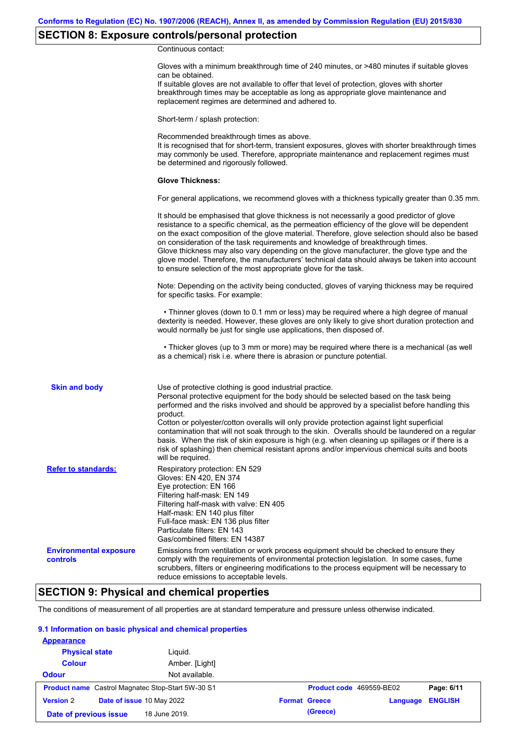## SECTION 8: Exposure controls/personal protection

Continuous contact:

Gloves with a minimum breakthrough time of 240 minutes, or >480 minutes if suitable gloves can be obtained.
If suitable gloves are not available to offer that level of protection, gloves with shorter breakthrough times may be acceptable as long as appropriate glove maintenance and replacement regimes are determined and adhered to.

Short-term / splash protection:

Recommended breakthrough times as above.
It is recognised that for short-term, transient exposures, gloves with shorter breakthrough times may commonly be used. Therefore, appropriate maintenance and replacement regimes must be determined and rigorously followed.

**Glove Thickness:**

For general applications, we recommend gloves with a thickness typically greater than 0.35 mm.

It should be emphasised that glove thickness is not necessarily a good predictor of glove resistance to a specific chemical, as the permeation efficiency of the glove will be dependent on the exact composition of the glove material. Therefore, glove selection should also be based on consideration of the task requirements and knowledge of breakthrough times.
Glove thickness may also vary depending on the glove manufacturer, the glove type and the glove model. Therefore, the manufacturers' technical data should always be taken into account to ensure selection of the most appropriate glove for the task.

Note: Depending on the activity being conducted, gloves of varying thickness may be required for specific tasks. For example:

• Thinner gloves (down to 0.1 mm or less) may be required where a high degree of manual dexterity is needed. However, these gloves are only likely to give short duration protection and would normally be just for single use applications, then disposed of.

• Thicker gloves (up to 3 mm or more) may be required where there is a mechanical (as well as a chemical) risk i.e. where there is abrasion or puncture potential.

**Skin and body**

Use of protective clothing is good industrial practice.
Personal protective equipment for the body should be selected based on the task being performed and the risks involved and should be approved by a specialist before handling this product.
Cotton or polyester/cotton overalls will only provide protection against light superficial contamination that will not soak through to the skin. Overalls should be laundered on a regular basis. When the risk of skin exposure is high (e.g. when cleaning up spillages or if there is a risk of splashing) then chemical resistant aprons and/or impervious chemical suits and boots will be required.

**Refer to standards:**

Respiratory protection: EN 529
Gloves: EN 420, EN 374
Eye protection: EN 166
Filtering half-mask: EN 149
Filtering half-mask with valve: EN 405
Half-mask: EN 140 plus filter
Full-face mask: EN 136 plus filter
Particulate filters: EN 143
Gas/combined filters: EN 14387

**Environmental exposure controls**

Emissions from ventilation or work process equipment should be checked to ensure they comply with the requirements of environmental protection legislation. In some cases, fume scrubbers, filters or engineering modifications to the process equipment will be necessary to reduce emissions to acceptable levels.

## SECTION 9: Physical and chemical properties

The conditions of measurement of all properties are at standard temperature and pressure unless otherwise indicated.

### 9.1 Information on basic physical and chemical properties

**Appearance**

| | |
|---|---|
| **Physical state** | Liquid. |
| **Colour** | Amber. [Light] |
| **Odour** | Not available. |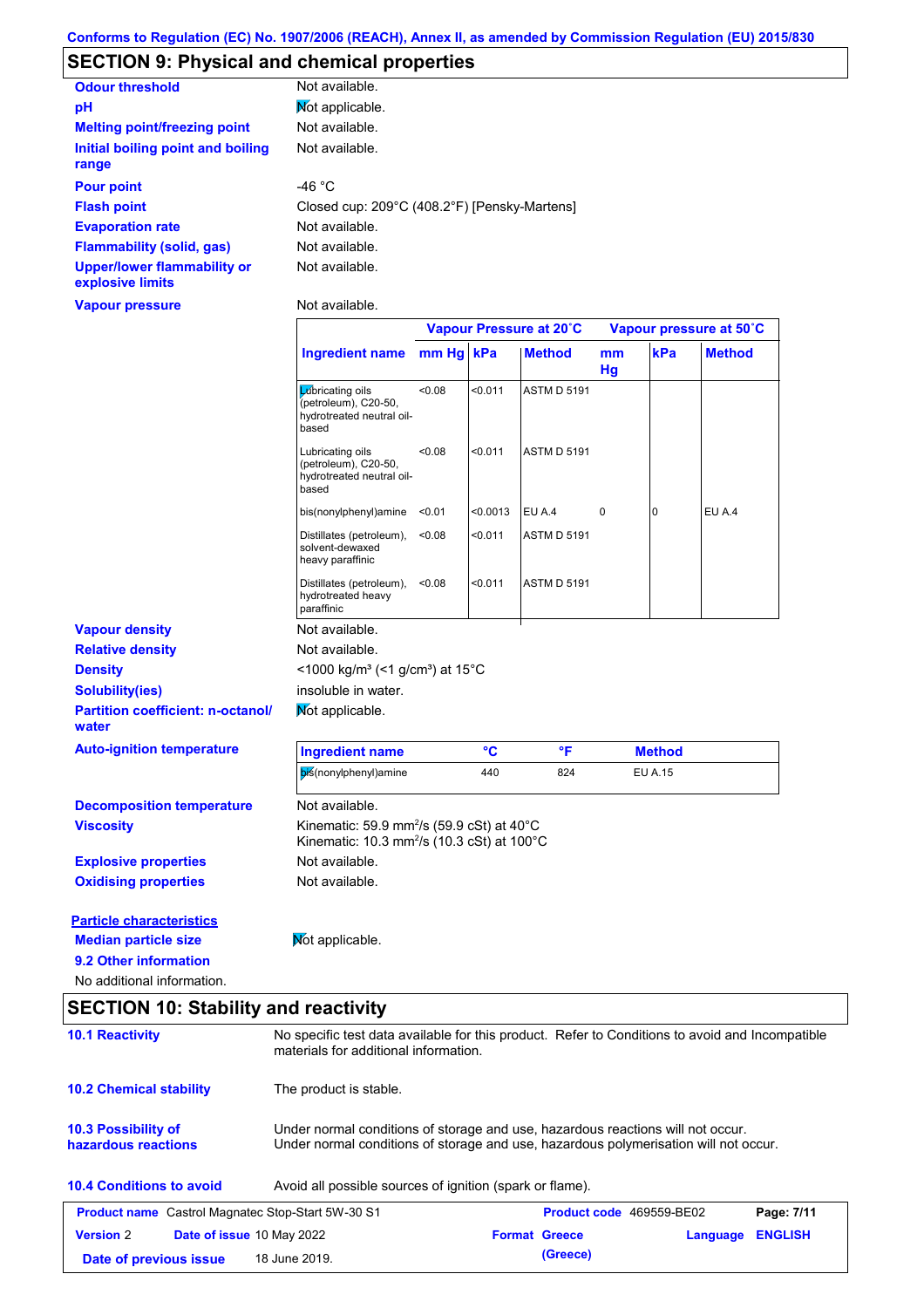Conforms to Regulation (EC) No. 1907/2006 (REACH), Annex II, as amended by Commission Regulation (EU) 2015/830

## SECTION 9: Physical and chemical properties

**Odour threshold** Not available.

**pH** Not applicable.

**Melting point/freezing point** Not available.

**Initial boiling point and boiling range** Not available.

**Pour point** -46 °C

**Flash point** Closed cup: 209°C (408.2°F) [Pensky-Martens]

**Evaporation rate** Not available.

**Flammability (solid, gas)** Not available.

**Upper/lower flammability or explosive limits** Not available.

**Vapour pressure** Not available.

| | Vapour Pressure at 20˚C | | | Vapour pressure at 50˚C | | |
|---|---|---|---|---|---|---|
| **Ingredient name** | **mm Hg** | **kPa** | **Method** | **mm Hg** | **kPa** | **Method** |
| Lubricating oils (petroleum), C20-50, hydrotreated neutral oil-based | <0.08 | <0.011 | ASTM D 5191 | | | |
| Lubricating oils (petroleum), C20-50, hydrotreated neutral oil-based | <0.08 | <0.011 | ASTM D 5191 | | | |
| bis(nonylphenyl)amine | <0.01 | <0.0013 | EU A.4 | 0 | 0 | EU A.4 |
| Distillates (petroleum), solvent-dewaxed heavy paraffinic | <0.08 | <0.011 | ASTM D 5191 | | | |
| Distillates (petroleum), hydrotreated heavy paraffinic | <0.08 | <0.011 | ASTM D 5191 | | | |

**Vapour density** Not available.

**Relative density** Not available.

**Density** <1000 kg/m³ (<1 g/cm³) at 15°C

**Solubility(ies)** insoluble in water.

**Partition coefficient: n-octanol/water** Not applicable.

**Auto-ignition temperature**

| Ingredient name | °C | °F | Method |
|---|---|---|---|
| bis(nonylphenyl)amine | 440 | 824 | EU A.15 |

**Decomposition temperature** Not available.

**Viscosity** Kinematic: 59.9 mm$^2$/s (59.9 cSt) at 40°C
Kinematic: 10.3 mm$^2$/s (10.3 cSt) at 100°C

**Explosive properties** Not available.

**Oxidising properties** Not available.

**Particle characteristics**

**Median particle size** Not applicable.

**9.2 Other information**

No additional information.

## SECTION 10: Stability and reactivity

**10.1 Reactivity** No specific test data available for this product. Refer to Conditions to avoid and Incompatible materials for additional information.

**10.2 Chemical stability** The product is stable.

**10.3 Possibility of hazardous reactions** Under normal conditions of storage and use, hazardous reactions will not occur.
Under normal conditions of storage and use, hazardous polymerisation will not occur.

**10.4 Conditions to avoid** Avoid all possible sources of ignition (spark or flame).

| **Product name** Castrol Magnatec Stop-Start 5W-30 S1 | | **Product code** 469559-BE02 | |
|---|---|---|---|
| **Version** 2 | **Date of issue** 10 May 2022 | **Format** Greece (Greece) | **Language** ENGLISH |
| **Date of previous issue** 18 June 2019. | | | |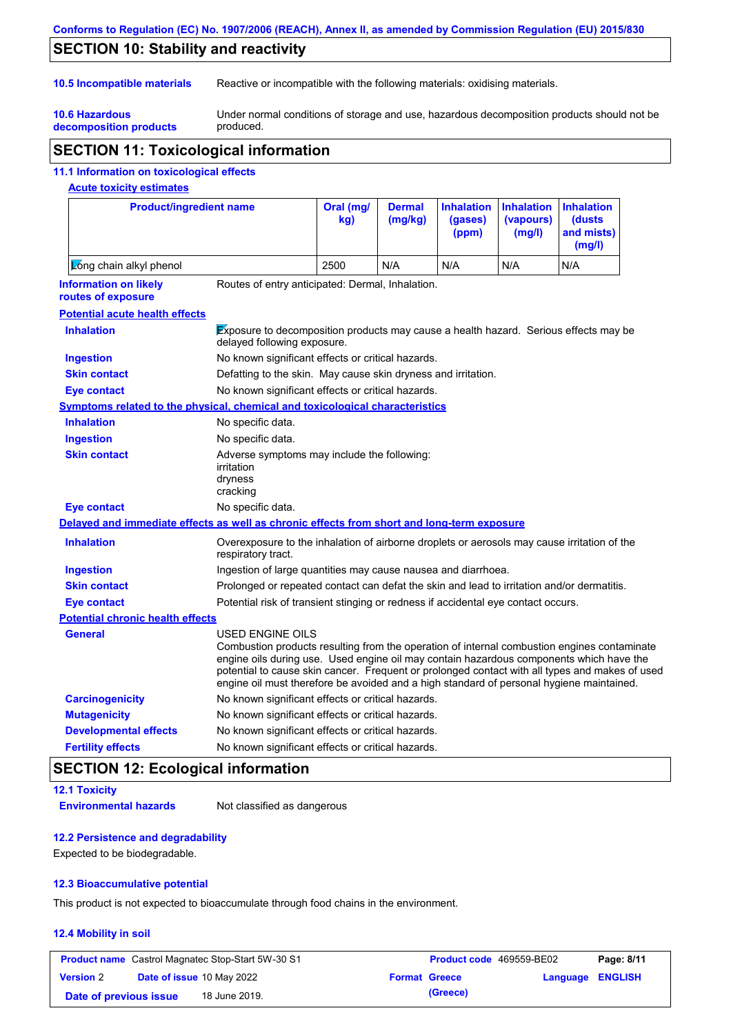## SECTION 10: Stability and reactivity

**10.5 Incompatible materials** Reactive or incompatible with the following materials: oxidising materials.

**10.6 Hazardous decomposition products** Under normal conditions of storage and use, hazardous decomposition products should not be produced.

## SECTION 11: Toxicological information

### 11.1 Information on toxicological effects

**Acute toxicity estimates**

| Product/ingredient name | Oral (mg/kg) | Dermal (mg/kg) | Inhalation (gases) (ppm) | Inhalation (vapours) (mg/l) | Inhalation (dusts and mists) (mg/l) |
|---|---|---|---|---|---|
| Long chain alkyl phenol | 2500 | N/A | N/A | N/A | N/A |

**Information on likely routes of exposure** Routes of entry anticipated: Dermal, Inhalation.

**Potential acute health effects**

**Inhalation** Exposure to decomposition products may cause a health hazard. Serious effects may be delayed following exposure.

**Ingestion** No known significant effects or critical hazards.

**Skin contact** Defatting to the skin. May cause skin dryness and irritation.

**Eye contact** No known significant effects or critical hazards.

**Symptoms related to the physical, chemical and toxicological characteristics**

**Inhalation** No specific data.

**Ingestion** No specific data.

**Skin contact** Adverse symptoms may include the following:
irritation
dryness
cracking

**Eye contact** No specific data.

**Delayed and immediate effects as well as chronic effects from short and long-term exposure**

**Inhalation** Overexposure to the inhalation of airborne droplets or aerosols may cause irritation of the respiratory tract.

**Ingestion** Ingestion of large quantities may cause nausea and diarrhoea.

**Skin contact** Prolonged or repeated contact can defat the skin and lead to irritation and/or dermatitis.

**Eye contact** Potential risk of transient stinging or redness if accidental eye contact occurs.

**Potential chronic health effects**

**General** USED ENGINE OILS
Combustion products resulting from the operation of internal combustion engines contaminate engine oils during use. Used engine oil may contain hazardous components which have the potential to cause skin cancer. Frequent or prolonged contact with all types and makes of used engine oil must therefore be avoided and a high standard of personal hygiene maintained.

**Carcinogenicity** No known significant effects or critical hazards.

**Mutagenicity** No known significant effects or critical hazards.

**Developmental effects** No known significant effects or critical hazards.

**Fertility effects** No known significant effects or critical hazards.

## SECTION 12: Ecological information

### 12.1 Toxicity

**Environmental hazards** Not classified as dangerous

### 12.2 Persistence and degradability

Expected to be biodegradable.

### 12.3 Bioaccumulative potential

This product is not expected to bioaccumulate through food chains in the environment.

### 12.4 Mobility in soil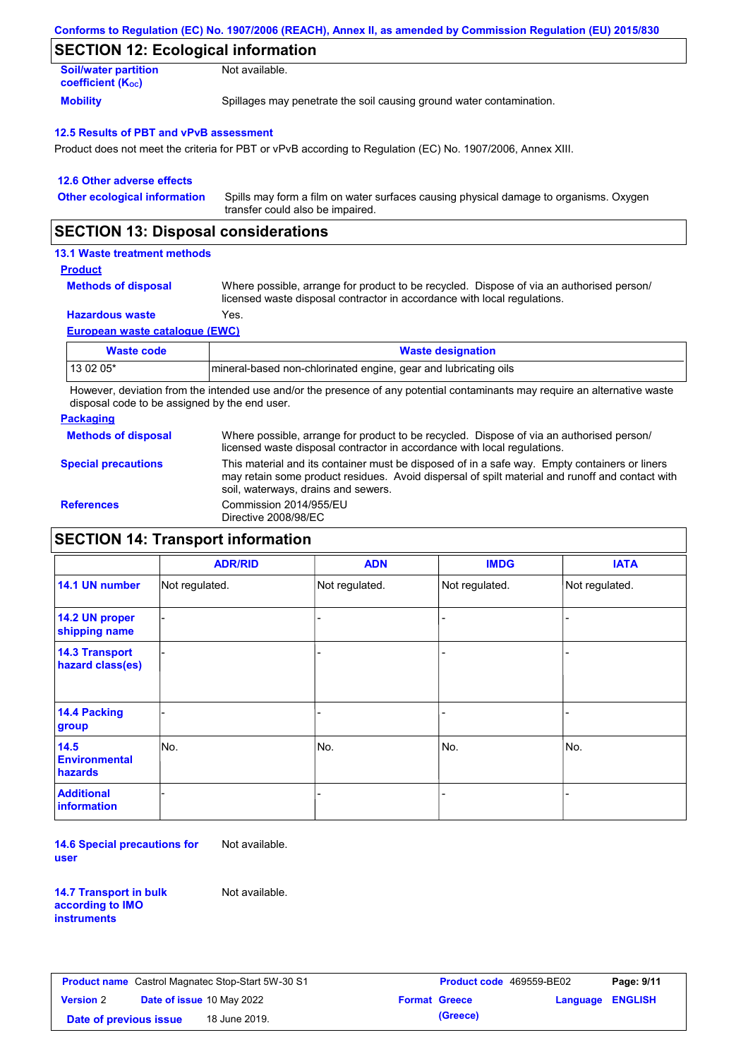Conforms to Regulation (EC) No. 1907/2006 (REACH), Annex II, as amended by Commission Regulation (EU) 2015/830

## SECTION 12: Ecological information

**Soil/water partition coefficient ($K_{OC}$)**: Not available.

**Mobility**: Spillages may penetrate the soil causing ground water contamination.

### 12.5 Results of PBT and vPvB assessment

Product does not meet the criteria for PBT or vPvB according to Regulation (EC) No. 1907/2006, Annex XIII.

### 12.6 Other adverse effects

**Other ecological information**: Spills may form a film on water surfaces causing physical damage to organisms. Oxygen transfer could also be impaired.

## SECTION 13: Disposal considerations

### 13.1 Waste treatment methods

**Product**

**Methods of disposal**: Where possible, arrange for product to be recycled. Dispose of via an authorised person/ licensed waste disposal contractor in accordance with local regulations.

**Hazardous waste**: Yes.

**European waste catalogue (EWC)**

| Waste code | Waste designation |
|---|---|
| 13 02 05* | mineral-based non-chlorinated engine, gear and lubricating oils |

However, deviation from the intended use and/or the presence of any potential contaminants may require an alternative waste disposal code to be assigned by the end user.

**Packaging**

**Methods of disposal**: Where possible, arrange for product to be recycled. Dispose of via an authorised person/ licensed waste disposal contractor in accordance with local regulations.

**Special precautions**: This material and its container must be disposed of in a safe way. Empty containers or liners may retain some product residues. Avoid dispersal of spilt material and runoff and contact with soil, waterways, drains and sewers.

**References**: Commission 2014/955/EU
Directive 2008/98/EC

## SECTION 14: Transport information

| | ADR/RID | ADN | IMDG | IATA |
|---|---|---|---|---|
| 14.1 UN number | Not regulated. | Not regulated. | Not regulated. | Not regulated. |
| 14.2 UN proper shipping name | - | - | - | - |
| 14.3 Transport hazard class(es) | - | - | - | - |
| 14.4 Packing group | - | - | - | - |
| 14.5 Environmental hazards | No. | No. | No. | No. |
| Additional information | - | - | - | - |

**14.6 Special precautions for user**: Not available.

**14.7 Transport in bulk according to IMO instruments**: Not available.

| Product name | Castrol Magnatec Stop-Start 5W-30 S1 | Product code | 469559-BE02 | Page: 9/11 |
|---|---|---|---|---|
| Version 2 | Date of issue 10 May 2022 | Format Greece (Greece) | Language ENGLISH | |
| Date of previous issue | 18 June 2019. | | | |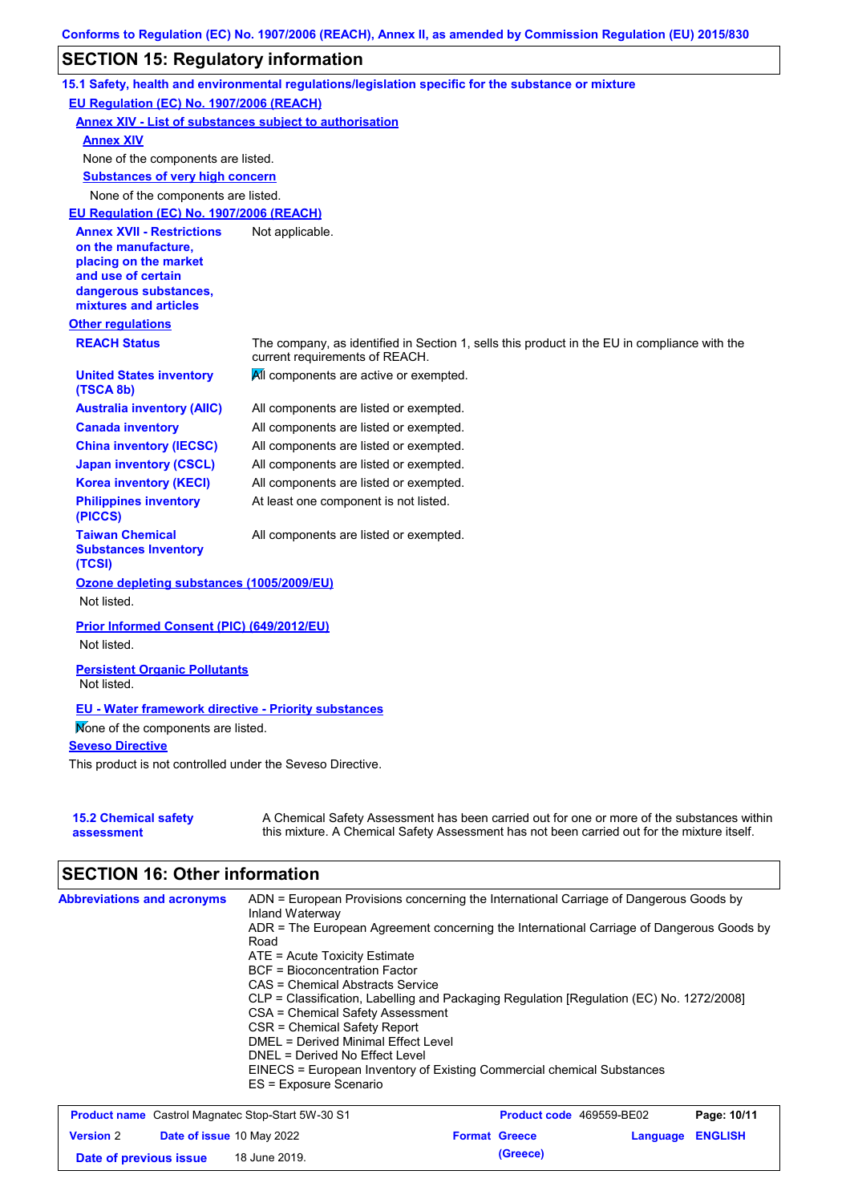## SECTION 15: Regulatory information

### 15.1 Safety, health and environmental regulations/legislation specific for the substance or mixture

**EU Regulation (EC) No. 1907/2006 (REACH)**

**Annex XIV - List of substances subject to authorisation**

**Annex XIV**

None of the components are listed.

**Substances of very high concern**

None of the components are listed.

**EU Regulation (EC) No. 1907/2006 (REACH)**

| | |
|---|---|
| **Annex XVII - Restrictions on the manufacture, placing on the market and use of certain dangerous substances, mixtures and articles** | Not applicable. |

**Other regulations**

| | |
|---|---|
| **REACH Status** | The company, as identified in Section 1, sells this product in the EU in compliance with the current requirements of REACH. |
| **United States inventory (TSCA 8b)** | All components are active or exempted. |
| **Australia inventory (AIIC)** | All components are listed or exempted. |
| **Canada inventory** | All components are listed or exempted. |
| **China inventory (IECSC)** | All components are listed or exempted. |
| **Japan inventory (CSCL)** | All components are listed or exempted. |
| **Korea inventory (KECI)** | All components are listed or exempted. |
| **Philippines inventory (PICCS)** | At least one component is not listed. |
| **Taiwan Chemical Substances Inventory (TCSI)** | All components are listed or exempted. |

**Ozone depleting substances (1005/2009/EU)**

Not listed.

**Prior Informed Consent (PIC) (649/2012/EU)**

Not listed.

**Persistent Organic Pollutants**

Not listed.

**EU - Water framework directive - Priority substances**

None of the components are listed.

**Seveso Directive**

This product is not controlled under the Seveso Directive.

| | |
|---|---|
| **15.2 Chemical safety assessment** | A Chemical Safety Assessment has been carried out for one or more of the substances within this mixture. A Chemical Safety Assessment has not been carried out for the mixture itself. |

## SECTION 16: Other information

**Abbreviations and acronyms**

ADN = European Provisions concerning the International Carriage of Dangerous Goods by Inland Waterway
ADR = The European Agreement concerning the International Carriage of Dangerous Goods by Road
ATE = Acute Toxicity Estimate
BCF = Bioconcentration Factor
CAS = Chemical Abstracts Service
CLP = Classification, Labelling and Packaging Regulation [Regulation (EC) No. 1272/2008]
CSA = Chemical Safety Assessment
CSR = Chemical Safety Report
DMEL = Derived Minimal Effect Level
DNEL = Derived No Effect Level
EINECS = European Inventory of Existing Commercial chemical Substances
ES = Exposure Scenario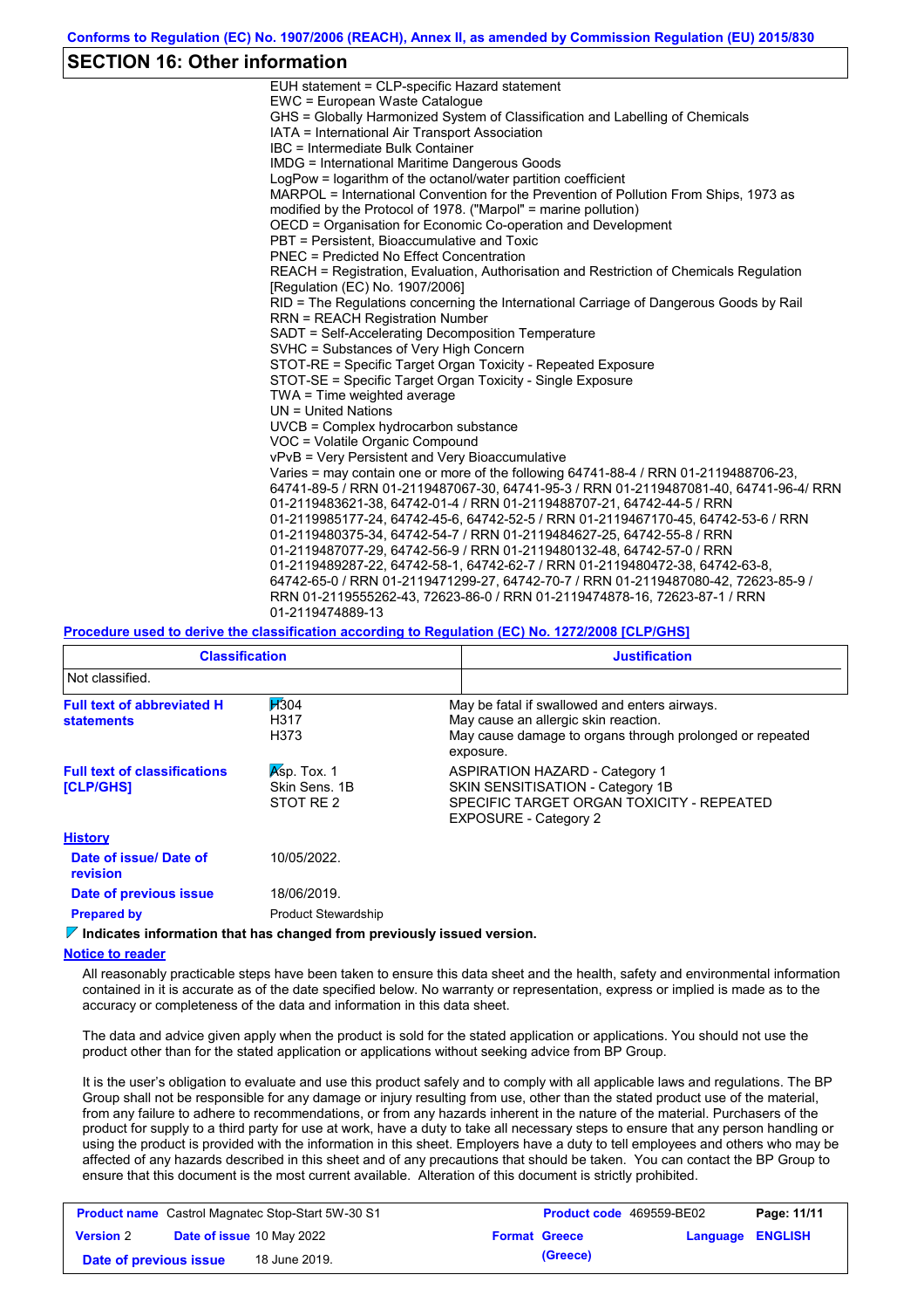## SECTION 16: Other information

EUH statement = CLP-specific Hazard statement
EWC = European Waste Catalogue
GHS = Globally Harmonized System of Classification and Labelling of Chemicals
IATA = International Air Transport Association
IBC = Intermediate Bulk Container
IMDG = International Maritime Dangerous Goods
LogPow = logarithm of the octanol/water partition coefficient
MARPOL = International Convention for the Prevention of Pollution From Ships, 1973 as modified by the Protocol of 1978. ("Marpol" = marine pollution)
OECD = Organisation for Economic Co-operation and Development
PBT = Persistent, Bioaccumulative and Toxic
PNEC = Predicted No Effect Concentration
REACH = Registration, Evaluation, Authorisation and Restriction of Chemicals Regulation [Regulation (EC) No. 1907/2006]
RID = The Regulations concerning the International Carriage of Dangerous Goods by Rail
RRN = REACH Registration Number
SADT = Self-Accelerating Decomposition Temperature
SVHC = Substances of Very High Concern
STOT-RE = Specific Target Organ Toxicity - Repeated Exposure
STOT-SE = Specific Target Organ Toxicity - Single Exposure
TWA = Time weighted average
UN = United Nations
UVCB = Complex hydrocarbon substance
VOC = Volatile Organic Compound
vPvB = Very Persistent and Very Bioaccumulative
Varies = may contain one or more of the following 64741-88-4 / RRN 01-2119488706-23, 64741-89-5 / RRN 01-2119487067-30, 64741-95-3 / RRN 01-2119487081-40, 64741-96-4/ RRN 01-2119483621-38, 64742-01-4 / RRN 01-2119488707-21, 64742-44-5 / RRN 01-2119985177-24, 64742-45-6, 64742-52-5 / RRN 01-2119467170-45, 64742-53-6 / RRN 01-2119480375-34, 64742-54-7 / RRN 01-2119484627-25, 64742-55-8 / RRN 01-2119487077-29, 64742-56-9 / RRN 01-2119480132-48, 64742-57-0 / RRN 01-2119489287-22, 64742-58-1, 64742-62-7 / RRN 01-2119480472-38, 64742-63-8, 64742-65-0 / RRN 01-2119471299-27, 64742-70-7 / RRN 01-2119487080-42, 72623-85-9 / RRN 01-2119555262-43, 72623-86-0 / RRN 01-2119474878-16, 72623-87-1 / RRN 01-2119474889-13

**Procedure used to derive the classification according to Regulation (EC) No. 1272/2008 [CLP/GHS]**

| Classification | Justification |
|---|---|
| Not classified. | |

| | | |
|---|---|---|
| **Full text of abbreviated H statements** | H304 | May be fatal if swallowed and enters airways. |
| | H317 | May cause an allergic skin reaction. |
| | H373 | May cause damage to organs through prolonged or repeated exposure. |
| **Full text of classifications [CLP/GHS]** | Asp. Tox. 1 | ASPIRATION HAZARD - Category 1 |
| | Skin Sens. 1B | SKIN SENSITISATION - Category 1B |
| | STOT RE 2 | SPECIFIC TARGET ORGAN TOXICITY - REPEATED EXPOSURE - Category 2 |

**History**

| | |
|---|---|
| **Date of issue/ Date of revision** | 10/05/2022. |
| **Date of previous issue** | 18/06/2019. |
| **Prepared by** | Product Stewardship |

**Indicates information that has changed from previously issued version.**

**Notice to reader**

All reasonably practicable steps have been taken to ensure this data sheet and the health, safety and environmental information contained in it is accurate as of the date specified below. No warranty or representation, express or implied is made as to the accuracy or completeness of the data and information in this data sheet.

The data and advice given apply when the product is sold for the stated application or applications. You should not use the product other than for the stated application or applications without seeking advice from BP Group.

It is the user's obligation to evaluate and use this product safely and to comply with all applicable laws and regulations. The BP Group shall not be responsible for any damage or injury resulting from use, other than the stated product use of the material, from any failure to adhere to recommendations, or from any hazards inherent in the nature of the material. Purchasers of the product for supply to a third party for use at work, have a duty to take all necessary steps to ensure that any person handling or using the product is provided with the information in this sheet. Employers have a duty to tell employees and others who may be affected of any hazards described in this sheet and of any precautions that should be taken. You can contact the BP Group to ensure that this document is the most current available. Alteration of this document is strictly prohibited.

| | | | |
|---|---|---|---|
| **Product name** Castrol Magnatec Stop-Start 5W-30 S1 | | **Product code** 469559-BE02 | |
| **Version** 2 | **Date of issue** 10 May 2022 | **Format** Greece (Greece) | **Language** ENGLISH |
| **Date of previous issue** 18 June 2019. | | | |